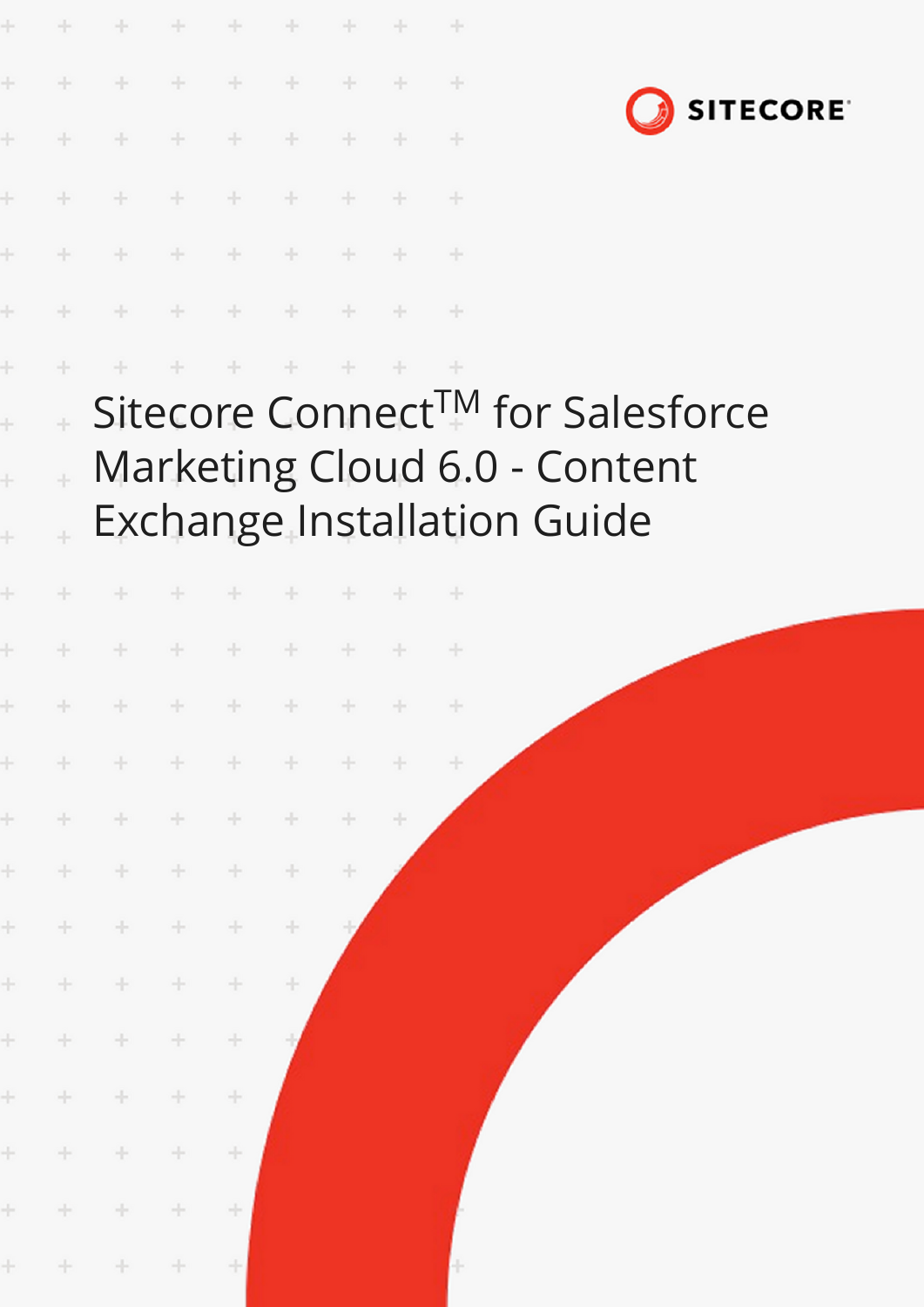SITECORE

# Sitecore Connect™ for Salesforce Marketing Cloud 6.0 - Content Exchange Installation Guide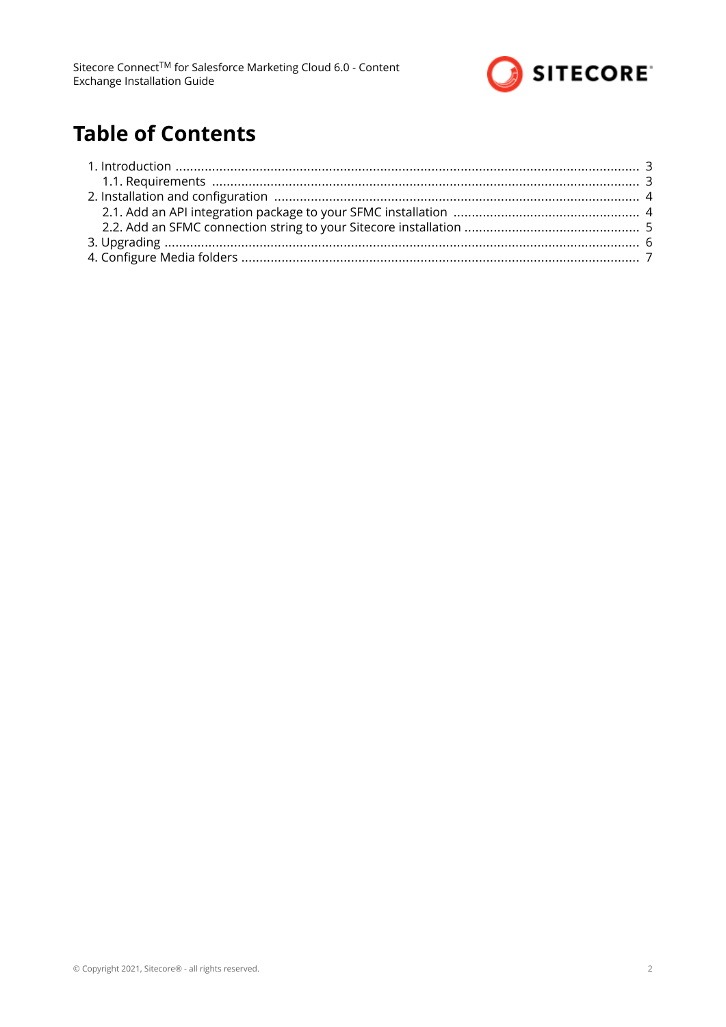# Table of Contents

1. Introduction ..... 3
   1.1. Requirements ..... 3
2. Installation and configuration ..... 4
   2.1. Add an API integration package to your SFMC installation ..... 4
   2.2. Add an SFMC connection string to your Sitecore installation ..... 5
3. Upgrading ..... 6
4. Configure Media folders ..... 7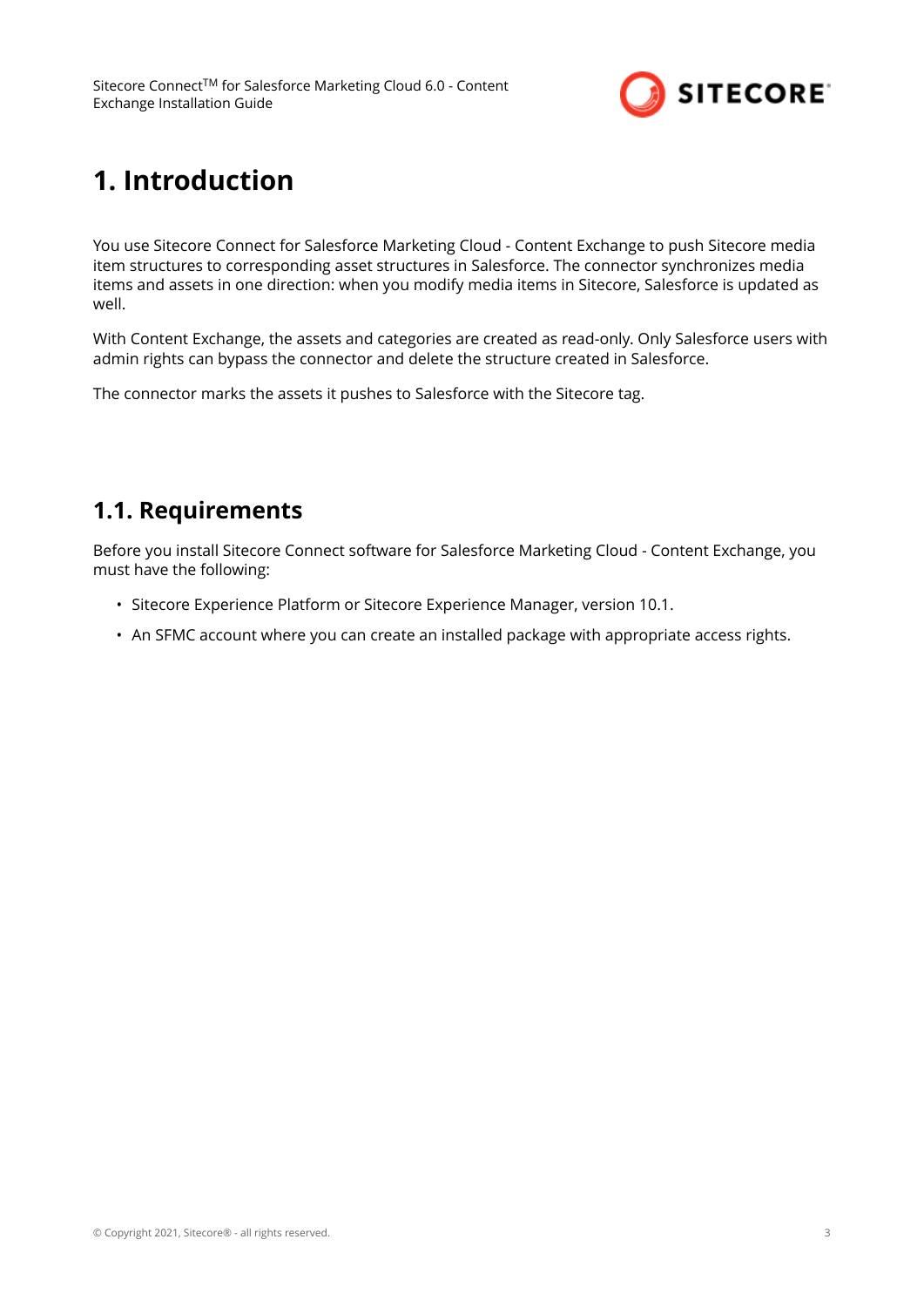# 1. Introduction

You use Sitecore Connect for Salesforce Marketing Cloud - Content Exchange to push Sitecore media item structures to corresponding asset structures in Salesforce. The connector synchronizes media items and assets in one direction: when you modify media items in Sitecore, Salesforce is updated as well.

With Content Exchange, the assets and categories are created as read-only. Only Salesforce users with admin rights can bypass the connector and delete the structure created in Salesforce.

The connector marks the assets it pushes to Salesforce with the Sitecore tag.

## 1.1. Requirements

Before you install Sitecore Connect software for Salesforce Marketing Cloud - Content Exchange, you must have the following:

- Sitecore Experience Platform or Sitecore Experience Manager, version 10.1.
- An SFMC account where you can create an installed package with appropriate access rights.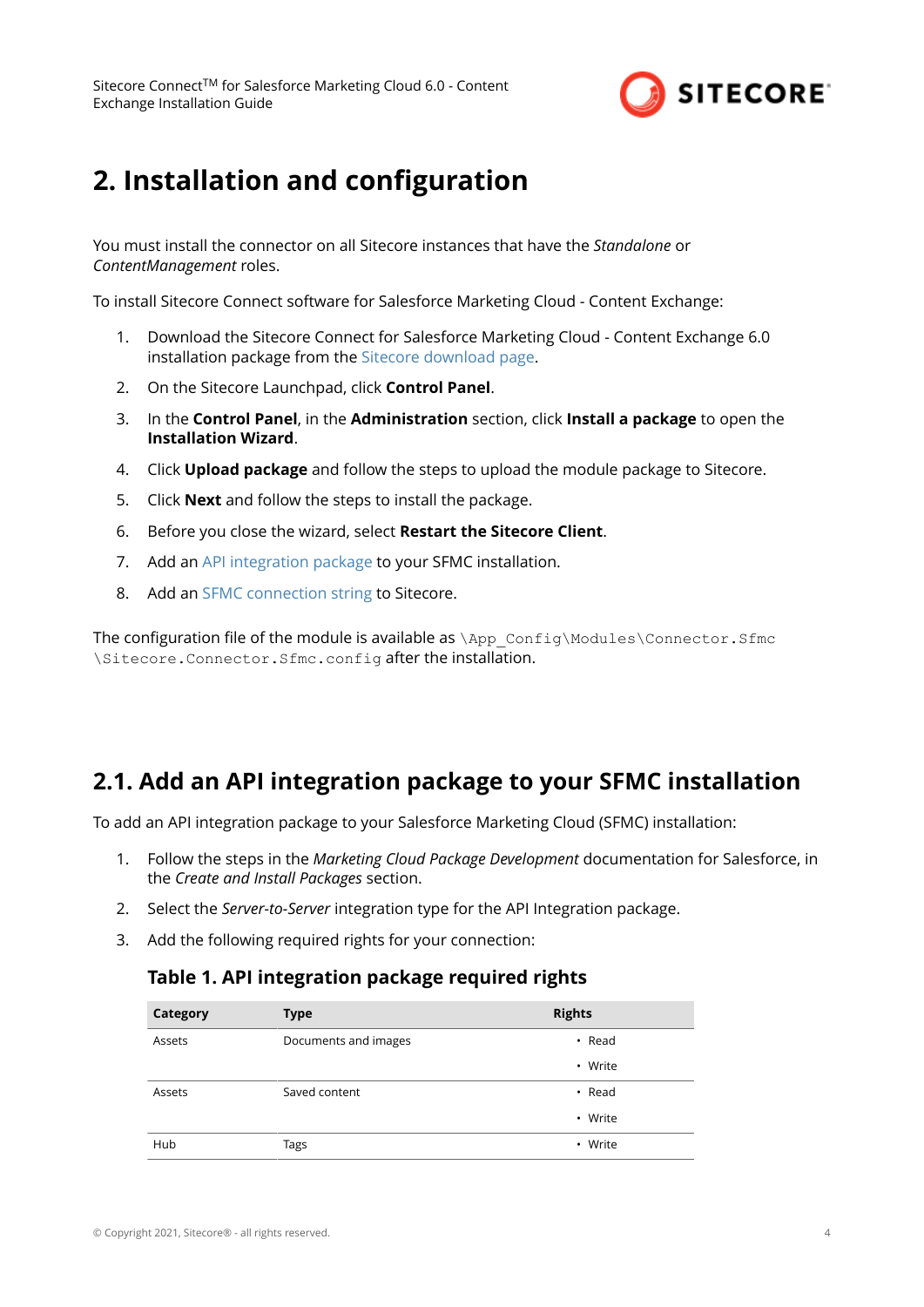# 2. Installation and configuration

You must install the connector on all Sitecore instances that have the *Standalone* or *ContentManagement* roles.

To install Sitecore Connect software for Salesforce Marketing Cloud - Content Exchange:

1. Download the Sitecore Connect for Salesforce Marketing Cloud - Content Exchange 6.0 installation package from the Sitecore download page.
2. On the Sitecore Launchpad, click **Control Panel**.
3. In the **Control Panel**, in the **Administration** section, click **Install a package** to open the **Installation Wizard**.
4. Click **Upload package** and follow the steps to upload the module package to Sitecore.
5. Click **Next** and follow the steps to install the package.
6. Before you close the wizard, select **Restart the Sitecore Client**.
7. Add an API integration package to your SFMC installation.
8. Add an SFMC connection string to Sitecore.

The configuration file of the module is available as `\App_Config\Modules\Connector.Sfmc\Sitecore.Connector.Sfmc.config` after the installation.

## 2.1. Add an API integration package to your SFMC installation

To add an API integration package to your Salesforce Marketing Cloud (SFMC) installation:

1. Follow the steps in the *Marketing Cloud Package Development* documentation for Salesforce, in the *Create and Install Packages* section.
2. Select the *Server-to-Server* integration type for the API Integration package.
3. Add the following required rights for your connection:

### Table 1. API integration package required rights

| Category | Type | Rights |
|---|---|---|
| Assets | Documents and images | • Read<br>• Write |
| Assets | Saved content | • Read<br>• Write |
| Hub | Tags | • Write |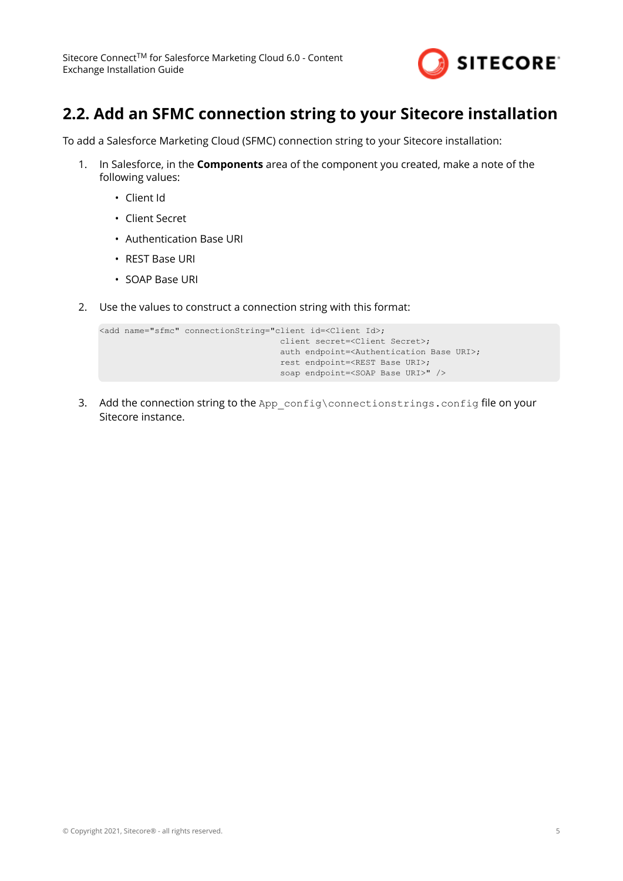## 2.2. Add an SFMC connection string to your Sitecore installation

To add a Salesforce Marketing Cloud (SFMC) connection string to your Sitecore installation:

1. In Salesforce, in the **Components** area of the component you created, make a note of the following values:
   - Client Id
   - Client Secret
   - Authentication Base URI
   - REST Base URI
   - SOAP Base URI

2. Use the values to construct a connection string with this format:

```
<add name="sfmc" connectionString="client id=<Client Id>;
                                    client secret=<Client Secret>;
                                    auth endpoint=<Authentication Base URI>;
                                    rest endpoint=<REST Base URI>;
                                    soap endpoint=<SOAP Base URI>" />
```

3. Add the connection string to the `App_config\connectionstrings.config` file on your Sitecore instance.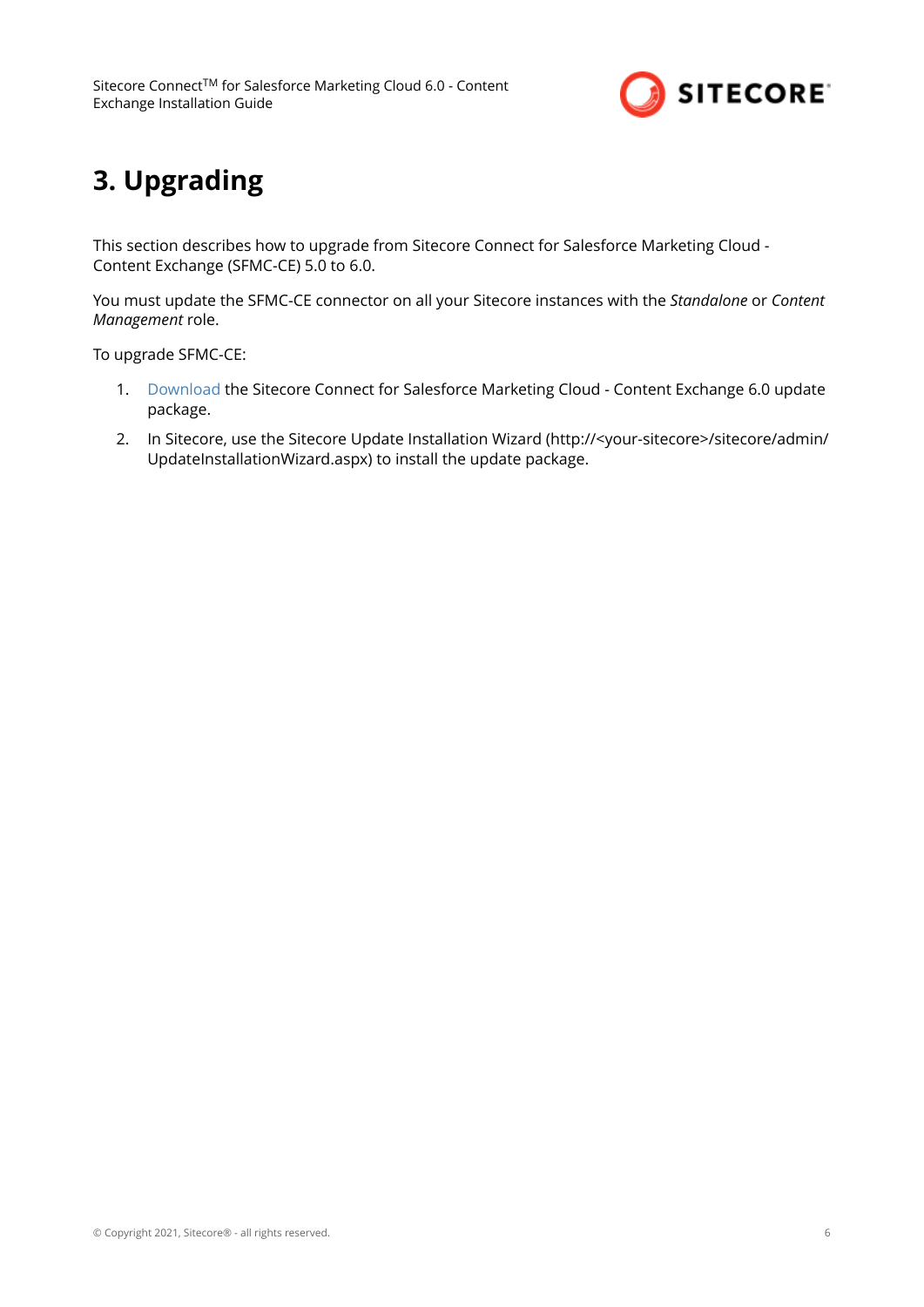# 3. Upgrading

This section describes how to upgrade from Sitecore Connect for Salesforce Marketing Cloud - Content Exchange (SFMC-CE) 5.0 to 6.0.

You must update the SFMC-CE connector on all your Sitecore instances with the *Standalone* or *Content Management* role.

To upgrade SFMC-CE:

1. Download the Sitecore Connect for Salesforce Marketing Cloud - Content Exchange 6.0 update package.
2. In Sitecore, use the Sitecore Update Installation Wizard (http://<your-sitecore>/sitecore/admin/UpdateInstallationWizard.aspx) to install the update package.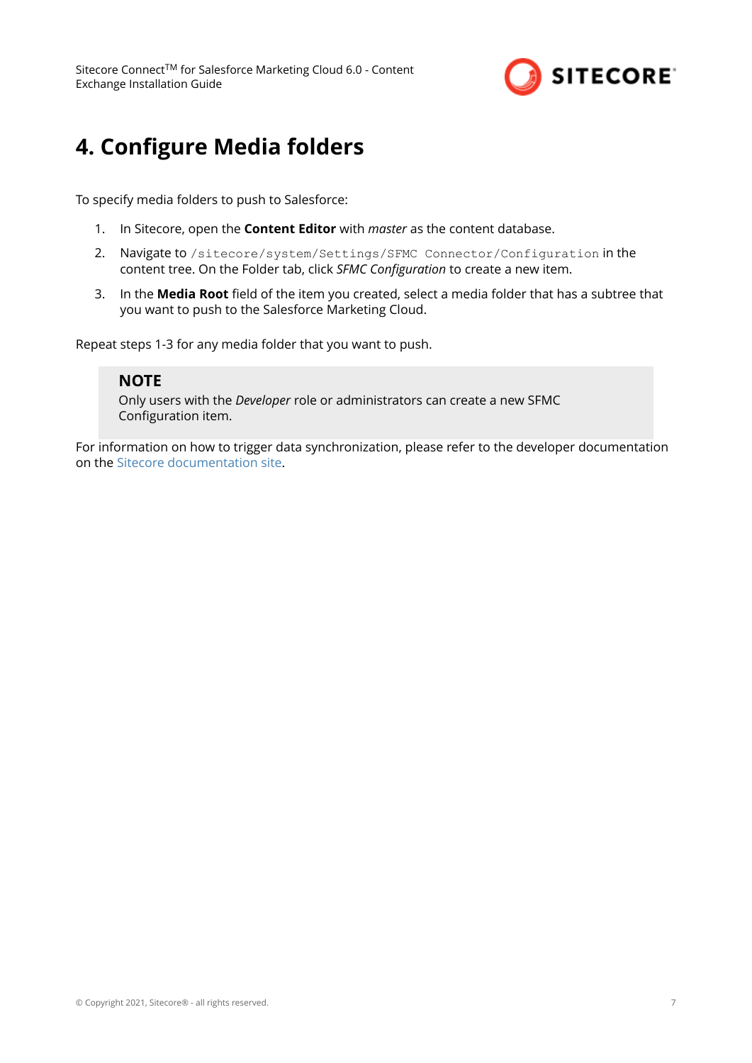# 4. Configure Media folders

To specify media folders to push to Salesforce:

1. In Sitecore, open the **Content Editor** with *master* as the content database.
2. Navigate to `/sitecore/system/Settings/SFMC Connector/Configuration` in the content tree. On the Folder tab, click *SFMC Configuration* to create a new item.
3. In the **Media Root** field of the item you created, select a media folder that has a subtree that you want to push to the Salesforce Marketing Cloud.

Repeat steps 1-3 for any media folder that you want to push.

> **NOTE**
>
> Only users with the *Developer* role or administrators can create a new SFMC Configuration item.

For information on how to trigger data synchronization, please refer to the developer documentation on the Sitecore documentation site.